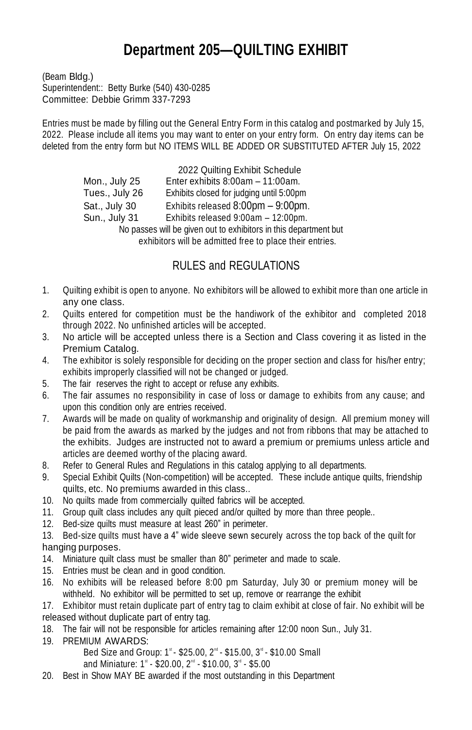# Department 205—QUILTING EXHIBIT

(Beam Bldg.)
Superintendent:: Betty Burke (540) 430-0285
Committee: Debbie Grimm 337-7293

Entries must be made by filling out the General Entry Form in this catalog and postmarked by July 15, 2022. Please include all items you may want to enter on your entry form. On entry day items can be deleted from the entry form but NO ITEMS WILL BE ADDED OR SUBSTITUTED AFTER July 15, 2022

2022 Quilting Exhibit Schedule

| | |
|---|---|
| Mon., July 25 | Enter exhibits 8:00am – 11:00am. |
| Tues., July 26 | Exhibits closed for judging until 5:00pm |
| Sat., July 30 | Exhibits released 8:00pm – 9:00pm. |
| Sun., July 31 | Exhibits released 9:00am – 12:00pm. |

No passes will be given out to exhibitors in this department but exhibitors will be admitted free to place their entries.

## RULES and REGULATIONS

1. Quilting exhibit is open to anyone. No exhibitors will be allowed to exhibit more than one article in any one class.
2. Quilts entered for competition must be the handiwork of the exhibitor and completed 2018 through 2022. No unfinished articles will be accepted.
3. No article will be accepted unless there is a Section and Class covering it as listed in the Premium Catalog.
4. The exhibitor is solely responsible for deciding on the proper section and class for his/her entry; exhibits improperly classified will not be changed or judged.
5. The fair reserves the right to accept or refuse any exhibits.
6. The fair assumes no responsibility in case of loss or damage to exhibits from any cause; and upon this condition only are entries received.
7. Awards will be made on quality of workmanship and originality of design. All premium money will be paid from the awards as marked by the judges and not from ribbons that may be attached to the exhibits. Judges are instructed not to award a premium or premiums unless article and articles are deemed worthy of the placing award.
8. Refer to General Rules and Regulations in this catalog applying to all departments.
9. Special Exhibit Quilts (Non-competition) will be accepted. These include antique quilts, friendship quilts, etc. No premiums awarded in this class..
10. No quilts made from commercially quilted fabrics will be accepted.
11. Group quilt class includes any quilt pieced and/or quilted by more than three people..
12. Bed-size quilts must measure at least 260" in perimeter.
13. Bed-size quilts must have a 4" wide sleeve sewn securely across the top back of the quilt for hanging purposes.
14. Miniature quilt class must be smaller than 80" perimeter and made to scale.
15. Entries must be clean and in good condition.
16. No exhibits will be released before 8:00 pm Saturday, July 30 or premium money will be withheld. No exhibitor will be permitted to set up, remove or rearrange the exhibit
17. Exhibitor must retain duplicate part of entry tag to claim exhibit at close of fair. No exhibit will be released without duplicate part of entry tag.
18. The fair will not be responsible for articles remaining after 12:00 noon Sun., July 31.
19. PREMIUM AWARDS:
    Bed Size and Group: 1st - $25.00, 2nd - $15.00, 3rd - $10.00 Small and Miniature: 1st - $20.00, 2nd - $10.00, 3rd - $5.00
20. Best in Show MAY BE awarded if the most outstanding in this Department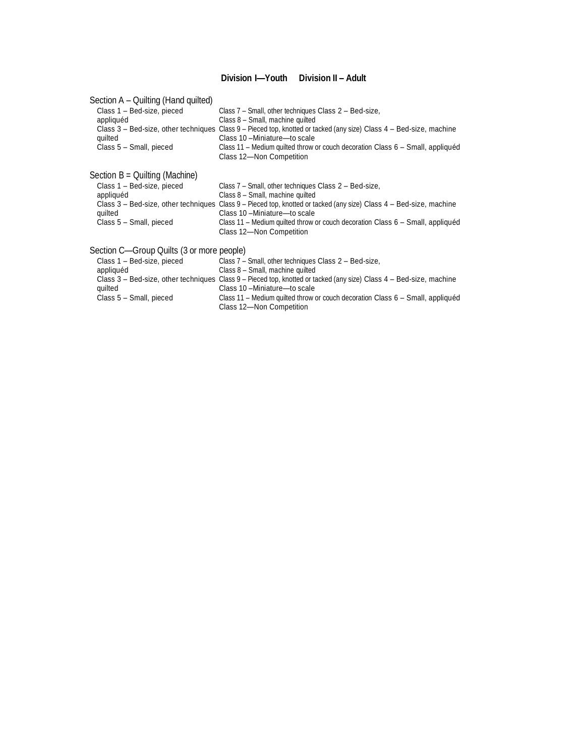**Division I—Youth Division II – Adult**

Section A – Quilting (Hand quilted)

Class 1 – Bed-size, pieced
Class 2 – Bed-size, appliquéd
Class 3 – Bed-size, other techniques
Class 4 – Bed-size, machine quilted
Class 5 – Small, pieced
Class 6 – Small, appliquéd
Class 7 – Small, other techniques
Class 8 – Small, machine quilted
Class 9 – Pieced top, knotted or tacked (any size)
Class 10 –Miniature—to scale
Class 11 – Medium quilted throw or couch decoration
Class 12—Non Competition

Section B = Quilting (Machine)

Class 1 – Bed-size, pieced
Class 2 – Bed-size, appliquéd
Class 3 – Bed-size, other techniques
Class 4 – Bed-size, machine quilted
Class 5 – Small, pieced
Class 6 – Small, appliquéd
Class 7 – Small, other techniques
Class 8 – Small, machine quilted
Class 9 – Pieced top, knotted or tacked (any size)
Class 10 –Miniature—to scale
Class 11 – Medium quilted throw or couch decoration
Class 12—Non Competition

Section C—Group Quilts (3 or more people)

Class 1 – Bed-size, pieced
Class 2 – Bed-size, appliquéd
Class 3 – Bed-size, other techniques
Class 4 – Bed-size, machine quilted
Class 5 – Small, pieced
Class 6 – Small, appliquéd
Class 7 – Small, other techniques
Class 8 – Small, machine quilted
Class 9 – Pieced top, knotted or tacked (any size)
Class 10 –Miniature—to scale
Class 11 – Medium quilted throw or couch decoration
Class 12—Non Competition